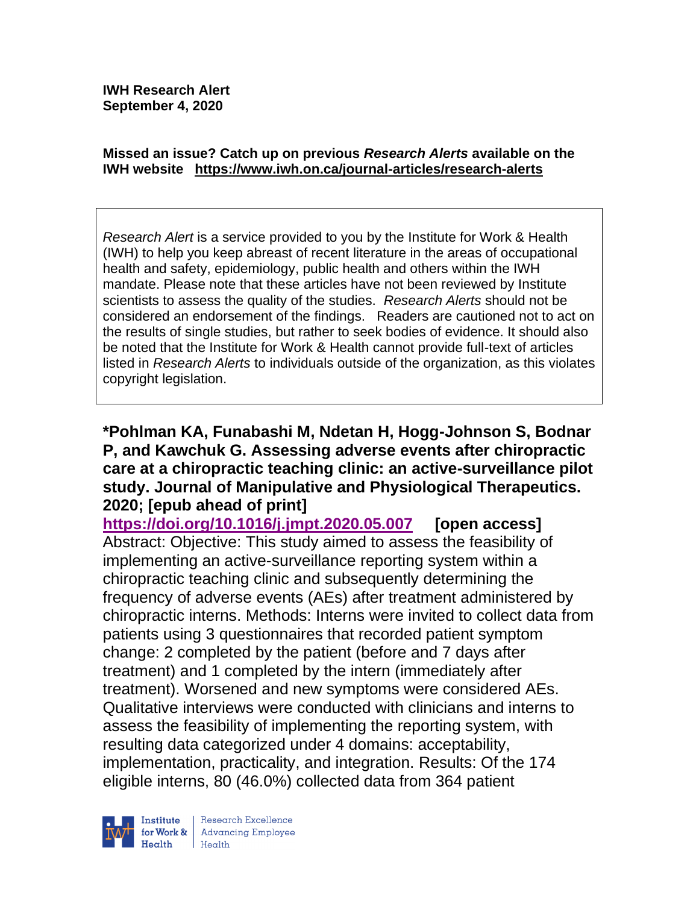**IWH Research Alert**
**September 4, 2020**

**Missed an issue? Catch up on previous *Research Alerts* available on the IWH website https://www.iwh.on.ca/journal-articles/research-alerts**

*Research Alert* is a service provided to you by the Institute for Work & Health (IWH) to help you keep abreast of recent literature in the areas of occupational health and safety, epidemiology, public health and others within the IWH mandate. Please note that these articles have not been reviewed by Institute scientists to assess the quality of the studies. *Research Alerts* should not be considered an endorsement of the findings. Readers are cautioned not to act on the results of single studies, but rather to seek bodies of evidence. It should also be noted that the Institute for Work & Health cannot provide full-text of articles listed in *Research Alerts* to individuals outside of the organization, as this violates copyright legislation.

**\*Pohlman KA, Funabashi M, Ndetan H, Hogg-Johnson S, Bodnar P, and Kawchuk G. Assessing adverse events after chiropractic care at a chiropractic teaching clinic: an active-surveillance pilot study. Journal of Manipulative and Physiological Therapeutics. 2020; [epub ahead of print]**

**https://doi.org/10.1016/j.jmpt.2020.05.007 [open access]**

Abstract: Objective: This study aimed to assess the feasibility of implementing an active-surveillance reporting system within a chiropractic teaching clinic and subsequently determining the frequency of adverse events (AEs) after treatment administered by chiropractic interns. Methods: Interns were invited to collect data from patients using 3 questionnaires that recorded patient symptom change: 2 completed by the patient (before and 7 days after treatment) and 1 completed by the intern (immediately after treatment). Worsened and new symptoms were considered AEs. Qualitative interviews were conducted with clinicians and interns to assess the feasibility of implementing the reporting system, with resulting data categorized under 4 domains: acceptability, implementation, practicality, and integration. Results: Of the 174 eligible interns, 80 (46.0%) collected data from 364 patient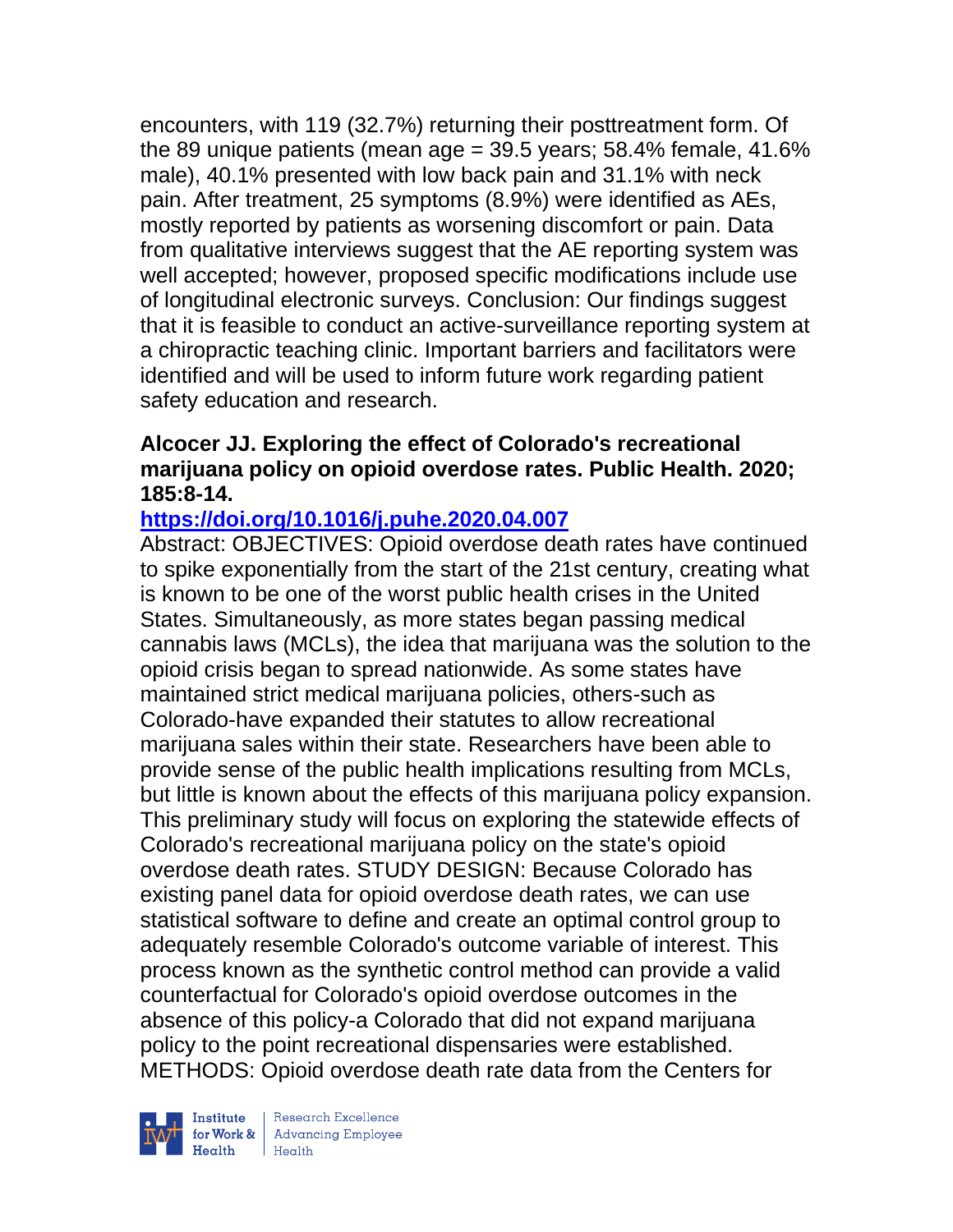encounters, with 119 (32.7%) returning their posttreatment form. Of the 89 unique patients (mean age = 39.5 years; 58.4% female, 41.6% male), 40.1% presented with low back pain and 31.1% with neck pain. After treatment, 25 symptoms (8.9%) were identified as AEs, mostly reported by patients as worsening discomfort or pain. Data from qualitative interviews suggest that the AE reporting system was well accepted; however, proposed specific modifications include use of longitudinal electronic surveys. Conclusion: Our findings suggest that it is feasible to conduct an active-surveillance reporting system at a chiropractic teaching clinic. Important barriers and facilitators were identified and will be used to inform future work regarding patient safety education and research.

**Alcocer JJ. Exploring the effect of Colorado's recreational marijuana policy on opioid overdose rates. Public Health. 2020; 185:8-14.**

**https://doi.org/10.1016/j.puhe.2020.04.007**

Abstract: OBJECTIVES: Opioid overdose death rates have continued to spike exponentially from the start of the 21st century, creating what is known to be one of the worst public health crises in the United States. Simultaneously, as more states began passing medical cannabis laws (MCLs), the idea that marijuana was the solution to the opioid crisis began to spread nationwide. As some states have maintained strict medical marijuana policies, others-such as Colorado-have expanded their statutes to allow recreational marijuana sales within their state. Researchers have been able to provide sense of the public health implications resulting from MCLs, but little is known about the effects of this marijuana policy expansion. This preliminary study will focus on exploring the statewide effects of Colorado's recreational marijuana policy on the state's opioid overdose death rates. STUDY DESIGN: Because Colorado has existing panel data for opioid overdose death rates, we can use statistical software to define and create an optimal control group to adequately resemble Colorado's outcome variable of interest. This process known as the synthetic control method can provide a valid counterfactual for Colorado's opioid overdose outcomes in the absence of this policy-a Colorado that did not expand marijuana policy to the point recreational dispensaries were established. METHODS: Opioid overdose death rate data from the Centers for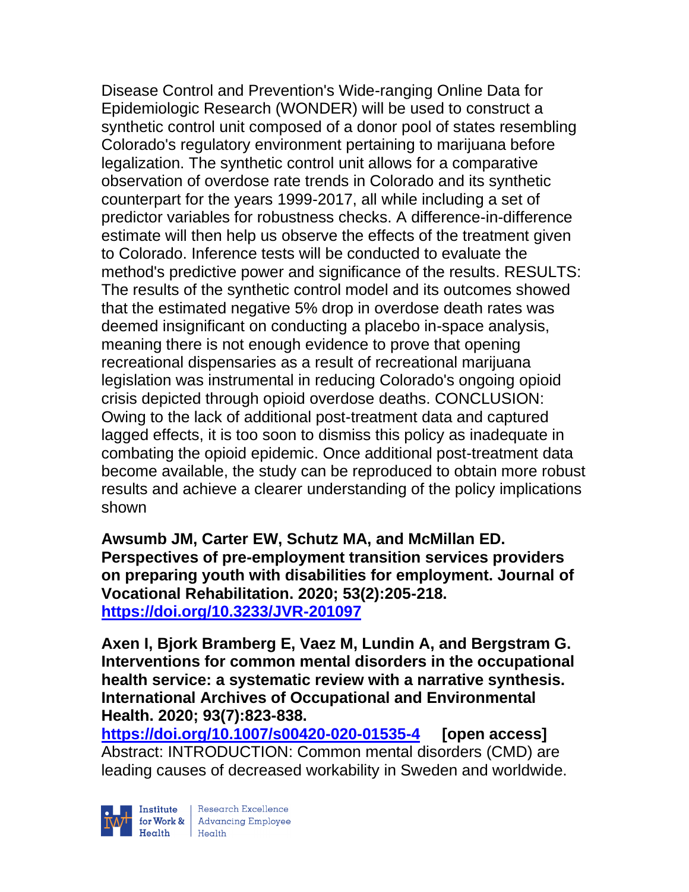Disease Control and Prevention's Wide-ranging Online Data for Epidemiologic Research (WONDER) will be used to construct a synthetic control unit composed of a donor pool of states resembling Colorado's regulatory environment pertaining to marijuana before legalization. The synthetic control unit allows for a comparative observation of overdose rate trends in Colorado and its synthetic counterpart for the years 1999-2017, all while including a set of predictor variables for robustness checks. A difference-in-difference estimate will then help us observe the effects of the treatment given to Colorado. Inference tests will be conducted to evaluate the method's predictive power and significance of the results. RESULTS: The results of the synthetic control model and its outcomes showed that the estimated negative 5% drop in overdose death rates was deemed insignificant on conducting a placebo in-space analysis, meaning there is not enough evidence to prove that opening recreational dispensaries as a result of recreational marijuana legislation was instrumental in reducing Colorado's ongoing opioid crisis depicted through opioid overdose deaths. CONCLUSION: Owing to the lack of additional post-treatment data and captured lagged effects, it is too soon to dismiss this policy as inadequate in combating the opioid epidemic. Once additional post-treatment data become available, the study can be reproduced to obtain more robust results and achieve a clearer understanding of the policy implications shown

**Awsumb JM, Carter EW, Schutz MA, and McMillan ED. Perspectives of pre-employment transition services providers on preparing youth with disabilities for employment. Journal of Vocational Rehabilitation. 2020; 53(2):205-218.**
**https://doi.org/10.3233/JVR-201097**

**Axen I, Bjork Bramberg E, Vaez M, Lundin A, and Bergstram G. Interventions for common mental disorders in the occupational health service: a systematic review with a narrative synthesis. International Archives of Occupational and Environmental Health. 2020; 93(7):823-838.**
**https://doi.org/10.1007/s00420-020-01535-4 [open access]**
Abstract: INTRODUCTION: Common mental disorders (CMD) are leading causes of decreased workability in Sweden and worldwide.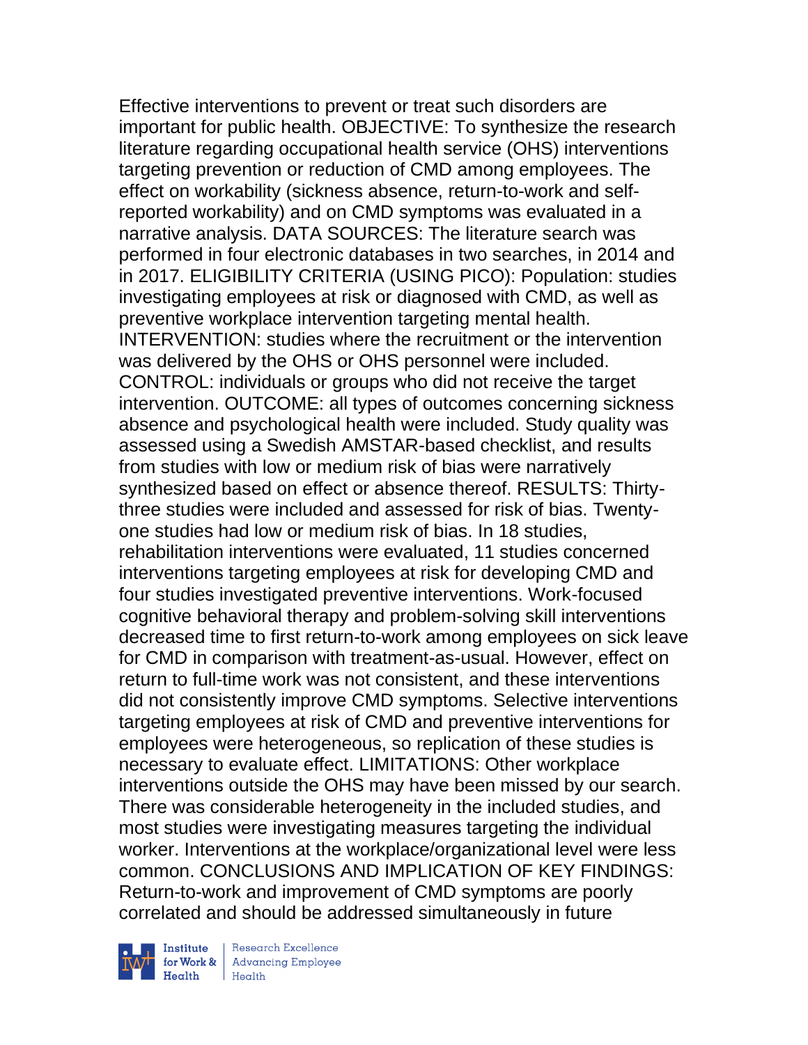Effective interventions to prevent or treat such disorders are important for public health. OBJECTIVE: To synthesize the research literature regarding occupational health service (OHS) interventions targeting prevention or reduction of CMD among employees. The effect on workability (sickness absence, return-to-work and self-reported workability) and on CMD symptoms was evaluated in a narrative analysis. DATA SOURCES: The literature search was performed in four electronic databases in two searches, in 2014 and in 2017. ELIGIBILITY CRITERIA (USING PICO): Population: studies investigating employees at risk or diagnosed with CMD, as well as preventive workplace intervention targeting mental health. INTERVENTION: studies where the recruitment or the intervention was delivered by the OHS or OHS personnel were included. CONTROL: individuals or groups who did not receive the target intervention. OUTCOME: all types of outcomes concerning sickness absence and psychological health were included. Study quality was assessed using a Swedish AMSTAR-based checklist, and results from studies with low or medium risk of bias were narratively synthesized based on effect or absence thereof. RESULTS: Thirty-three studies were included and assessed for risk of bias. Twenty-one studies had low or medium risk of bias. In 18 studies, rehabilitation interventions were evaluated, 11 studies concerned interventions targeting employees at risk for developing CMD and four studies investigated preventive interventions. Work-focused cognitive behavioral therapy and problem-solving skill interventions decreased time to first return-to-work among employees on sick leave for CMD in comparison with treatment-as-usual. However, effect on return to full-time work was not consistent, and these interventions did not consistently improve CMD symptoms. Selective interventions targeting employees at risk of CMD and preventive interventions for employees were heterogeneous, so replication of these studies is necessary to evaluate effect. LIMITATIONS: Other workplace interventions outside the OHS may have been missed by our search. There was considerable heterogeneity in the included studies, and most studies were investigating measures targeting the individual worker. Interventions at the workplace/organizational level were less common. CONCLUSIONS AND IMPLICATION OF KEY FINDINGS: Return-to-work and improvement of CMD symptoms are poorly correlated and should be addressed simultaneously in future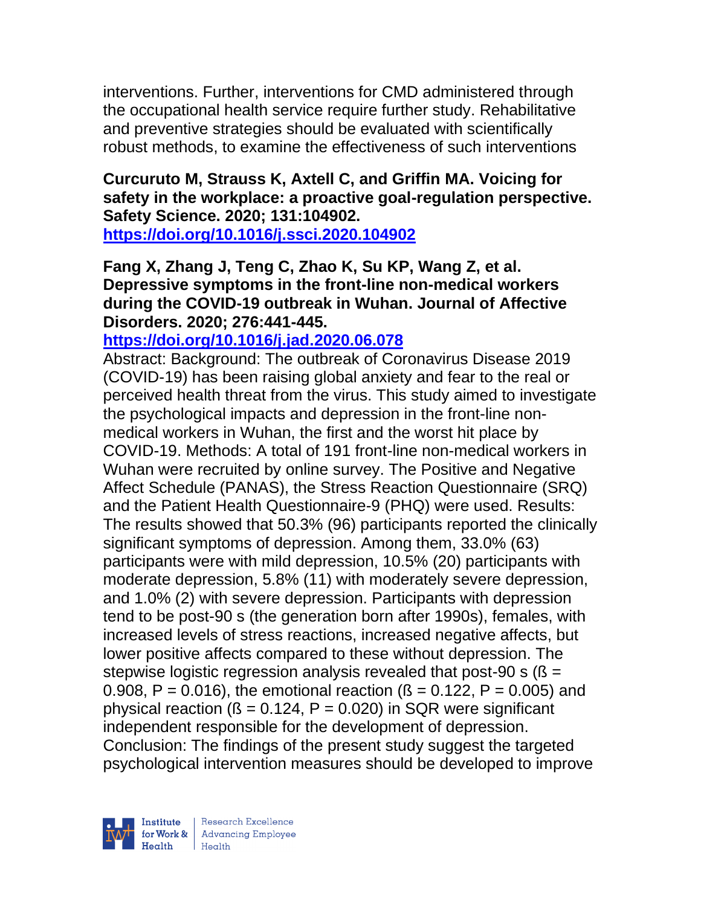interventions. Further, interventions for CMD administered through the occupational health service require further study. Rehabilitative and preventive strategies should be evaluated with scientifically robust methods, to examine the effectiveness of such interventions

**Curcuruto M, Strauss K, Axtell C, and Griffin MA. Voicing for safety in the workplace: a proactive goal-regulation perspective. Safety Science. 2020; 131:104902.**
**https://doi.org/10.1016/j.ssci.2020.104902**

**Fang X, Zhang J, Teng C, Zhao K, Su KP, Wang Z, et al. Depressive symptoms in the front-line non-medical workers during the COVID-19 outbreak in Wuhan. Journal of Affective Disorders. 2020; 276:441-445.**
**https://doi.org/10.1016/j.jad.2020.06.078**
Abstract: Background: The outbreak of Coronavirus Disease 2019 (COVID-19) has been raising global anxiety and fear to the real or perceived health threat from the virus. This study aimed to investigate the psychological impacts and depression in the front-line non-medical workers in Wuhan, the first and the worst hit place by COVID-19. Methods: A total of 191 front-line non-medical workers in Wuhan were recruited by online survey. The Positive and Negative Affect Schedule (PANAS), the Stress Reaction Questionnaire (SRQ) and the Patient Health Questionnaire-9 (PHQ) were used. Results: The results showed that 50.3% (96) participants reported the clinically significant symptoms of depression. Among them, 33.0% (63) participants were with mild depression, 10.5% (20) participants with moderate depression, 5.8% (11) with moderately severe depression, and 1.0% (2) with severe depression. Participants with depression tend to be post-90 s (the generation born after 1990s), females, with increased levels of stress reactions, increased negative affects, but lower positive affects compared to these without depression. The stepwise logistic regression analysis revealed that post-90 s ($ß = 0.908$, $P = 0.016$), the emotional reaction ($ß = 0.122$, $P = 0.005$) and physical reaction ($ß = 0.124$, $P = 0.020$) in SQR were significant independent responsible for the development of depression. Conclusion: The findings of the present study suggest the targeted psychological intervention measures should be developed to improve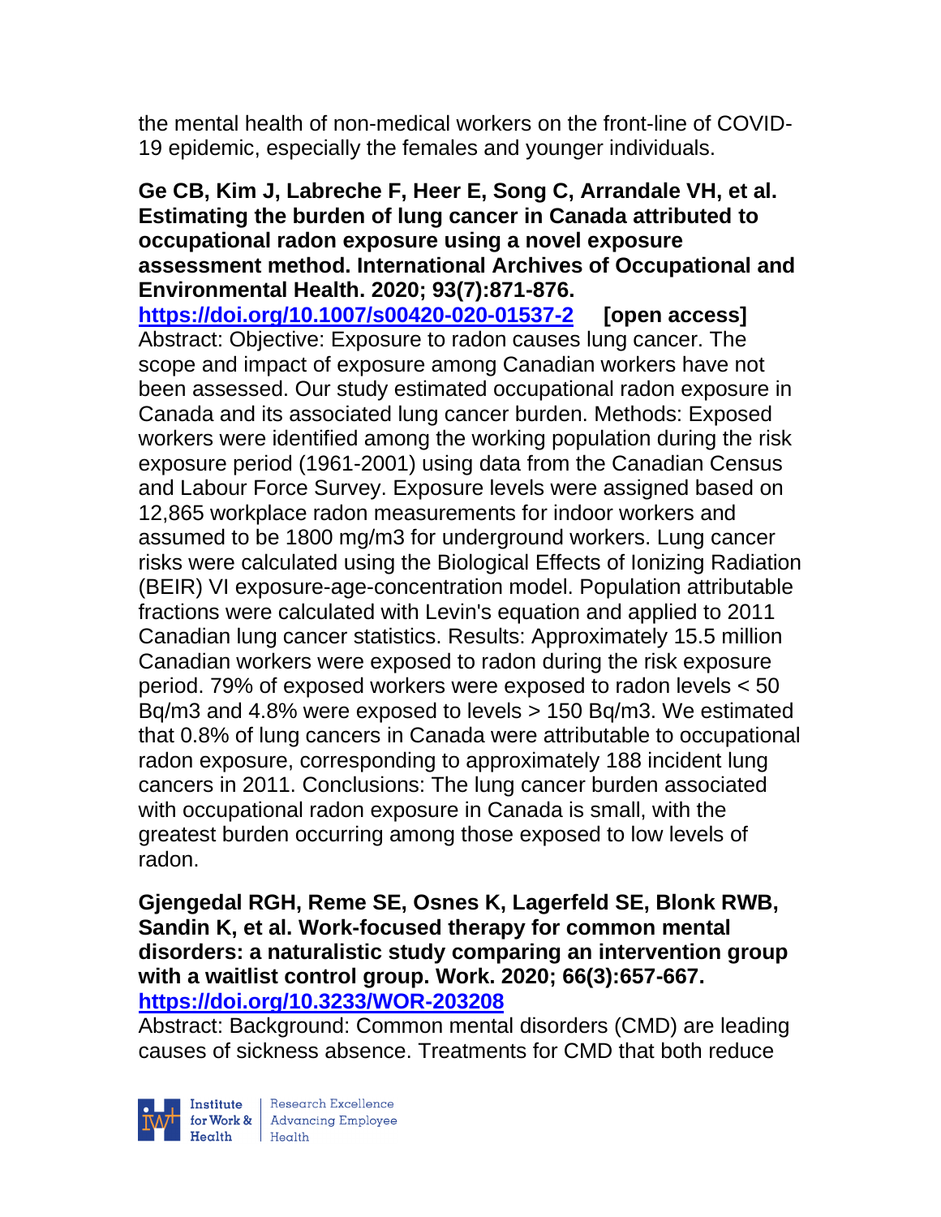the mental health of non-medical workers on the front-line of COVID-19 epidemic, especially the females and younger individuals.

**Ge CB, Kim J, Labreche F, Heer E, Song C, Arrandale VH, et al. Estimating the burden of lung cancer in Canada attributed to occupational radon exposure using a novel exposure assessment method. International Archives of Occupational and Environmental Health. 2020; 93(7):871-876.**
**https://doi.org/10.1007/s00420-020-01537-2** **[open access]**
Abstract: Objective: Exposure to radon causes lung cancer. The scope and impact of exposure among Canadian workers have not been assessed. Our study estimated occupational radon exposure in Canada and its associated lung cancer burden. Methods: Exposed workers were identified among the working population during the risk exposure period (1961-2001) using data from the Canadian Census and Labour Force Survey. Exposure levels were assigned based on 12,865 workplace radon measurements for indoor workers and assumed to be 1800 mg/m3 for underground workers. Lung cancer risks were calculated using the Biological Effects of Ionizing Radiation (BEIR) VI exposure-age-concentration model. Population attributable fractions were calculated with Levin's equation and applied to 2011 Canadian lung cancer statistics. Results: Approximately 15.5 million Canadian workers were exposed to radon during the risk exposure period. 79% of exposed workers were exposed to radon levels < 50 Bq/m3 and 4.8% were exposed to levels > 150 Bq/m3. We estimated that 0.8% of lung cancers in Canada were attributable to occupational radon exposure, corresponding to approximately 188 incident lung cancers in 2011. Conclusions: The lung cancer burden associated with occupational radon exposure in Canada is small, with the greatest burden occurring among those exposed to low levels of radon.

**Gjengedal RGH, Reme SE, Osnes K, Lagerfeld SE, Blonk RWB, Sandin K, et al. Work-focused therapy for common mental disorders: a naturalistic study comparing an intervention group with a waitlist control group. Work. 2020; 66(3):657-667.**
**https://doi.org/10.3233/WOR-203208**
Abstract: Background: Common mental disorders (CMD) are leading causes of sickness absence. Treatments for CMD that both reduce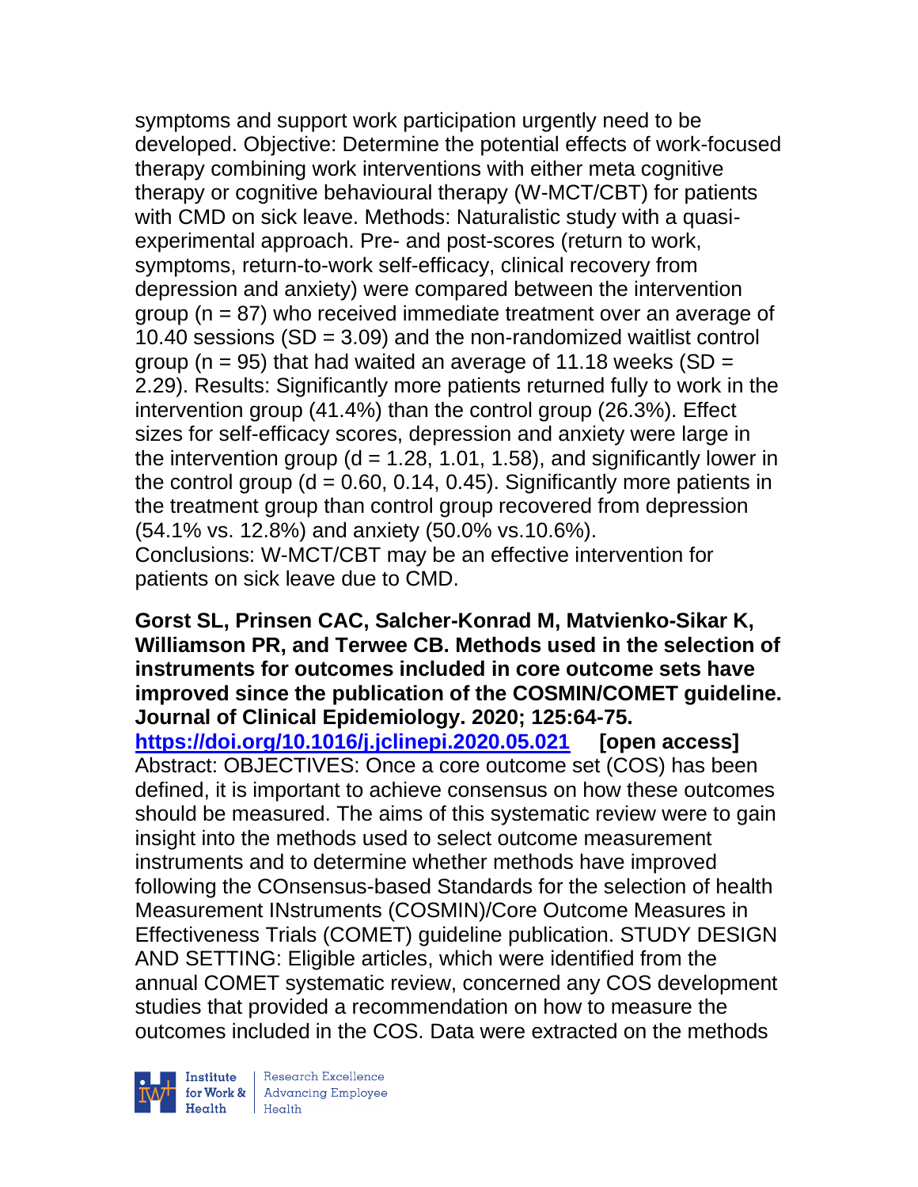symptoms and support work participation urgently need to be developed. Objective: Determine the potential effects of work-focused therapy combining work interventions with either meta cognitive therapy or cognitive behavioural therapy (W-MCT/CBT) for patients with CMD on sick leave. Methods: Naturalistic study with a quasi-experimental approach. Pre- and post-scores (return to work, symptoms, return-to-work self-efficacy, clinical recovery from depression and anxiety) were compared between the intervention group (n = 87) who received immediate treatment over an average of 10.40 sessions (SD = 3.09) and the non-randomized waitlist control group (n = 95) that had waited an average of 11.18 weeks (SD = 2.29). Results: Significantly more patients returned fully to work in the intervention group (41.4%) than the control group (26.3%). Effect sizes for self-efficacy scores, depression and anxiety were large in the intervention group (d = 1.28, 1.01, 1.58), and significantly lower in the control group (d = 0.60, 0.14, 0.45). Significantly more patients in the treatment group than control group recovered from depression (54.1% vs. 12.8%) and anxiety (50.0% vs.10.6%). Conclusions: W-MCT/CBT may be an effective intervention for patients on sick leave due to CMD.

**Gorst SL, Prinsen CAC, Salcher-Konrad M, Matvienko-Sikar K, Williamson PR, and Terwee CB. Methods used in the selection of instruments for outcomes included in core outcome sets have improved since the publication of the COSMIN/COMET guideline. Journal of Clinical Epidemiology. 2020; 125:64-75.**
**https://doi.org/10.1016/j.jclinepi.2020.05.021** **[open access]**
Abstract: OBJECTIVES: Once a core outcome set (COS) has been defined, it is important to achieve consensus on how these outcomes should be measured. The aims of this systematic review were to gain insight into the methods used to select outcome measurement instruments and to determine whether methods have improved following the COnsensus-based Standards for the selection of health Measurement INstruments (COSMIN)/Core Outcome Measures in Effectiveness Trials (COMET) guideline publication. STUDY DESIGN AND SETTING: Eligible articles, which were identified from the annual COMET systematic review, concerned any COS development studies that provided a recommendation on how to measure the outcomes included in the COS. Data were extracted on the methods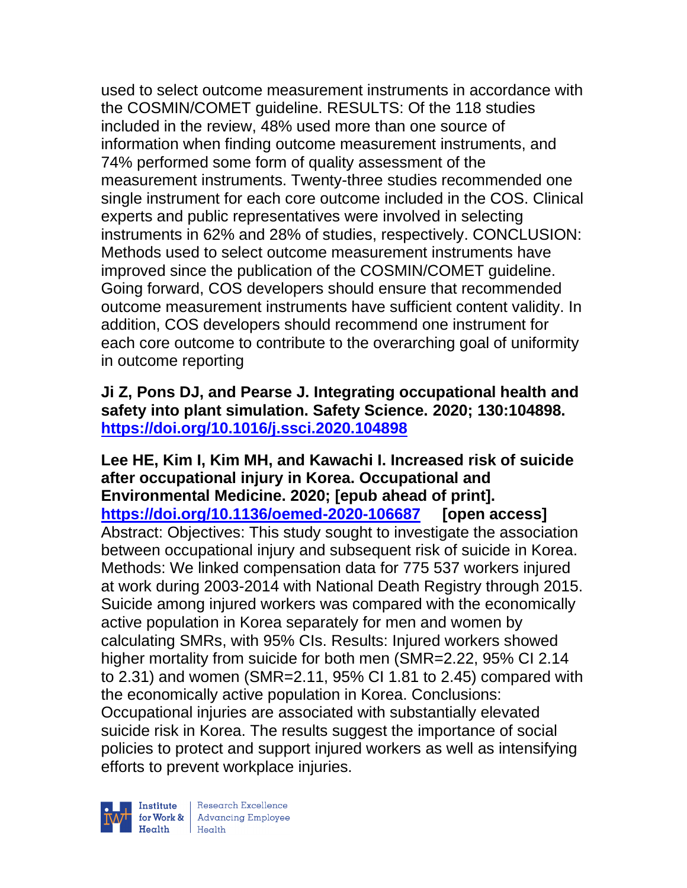used to select outcome measurement instruments in accordance with the COSMIN/COMET guideline. RESULTS: Of the 118 studies included in the review, 48% used more than one source of information when finding outcome measurement instruments, and 74% performed some form of quality assessment of the measurement instruments. Twenty-three studies recommended one single instrument for each core outcome included in the COS. Clinical experts and public representatives were involved in selecting instruments in 62% and 28% of studies, respectively. CONCLUSION: Methods used to select outcome measurement instruments have improved since the publication of the COSMIN/COMET guideline. Going forward, COS developers should ensure that recommended outcome measurement instruments have sufficient content validity. In addition, COS developers should recommend one instrument for each core outcome to contribute to the overarching goal of uniformity in outcome reporting

**Ji Z, Pons DJ, and Pearse J. Integrating occupational health and safety into plant simulation. Safety Science. 2020; 130:104898.**
**https://doi.org/10.1016/j.ssci.2020.104898**

**Lee HE, Kim I, Kim MH, and Kawachi I. Increased risk of suicide after occupational injury in Korea. Occupational and Environmental Medicine. 2020; [epub ahead of print].**
**https://doi.org/10.1136/oemed-2020-106687 [open access]**
Abstract: Objectives: This study sought to investigate the association between occupational injury and subsequent risk of suicide in Korea. Methods: We linked compensation data for 775 537 workers injured at work during 2003-2014 with National Death Registry through 2015. Suicide among injured workers was compared with the economically active population in Korea separately for men and women by calculating SMRs, with 95% CIs. Results: Injured workers showed higher mortality from suicide for both men (SMR=2.22, 95% CI 2.14 to 2.31) and women (SMR=2.11, 95% CI 1.81 to 2.45) compared with the economically active population in Korea. Conclusions: Occupational injuries are associated with substantially elevated suicide risk in Korea. The results suggest the importance of social policies to protect and support injured workers as well as intensifying efforts to prevent workplace injuries.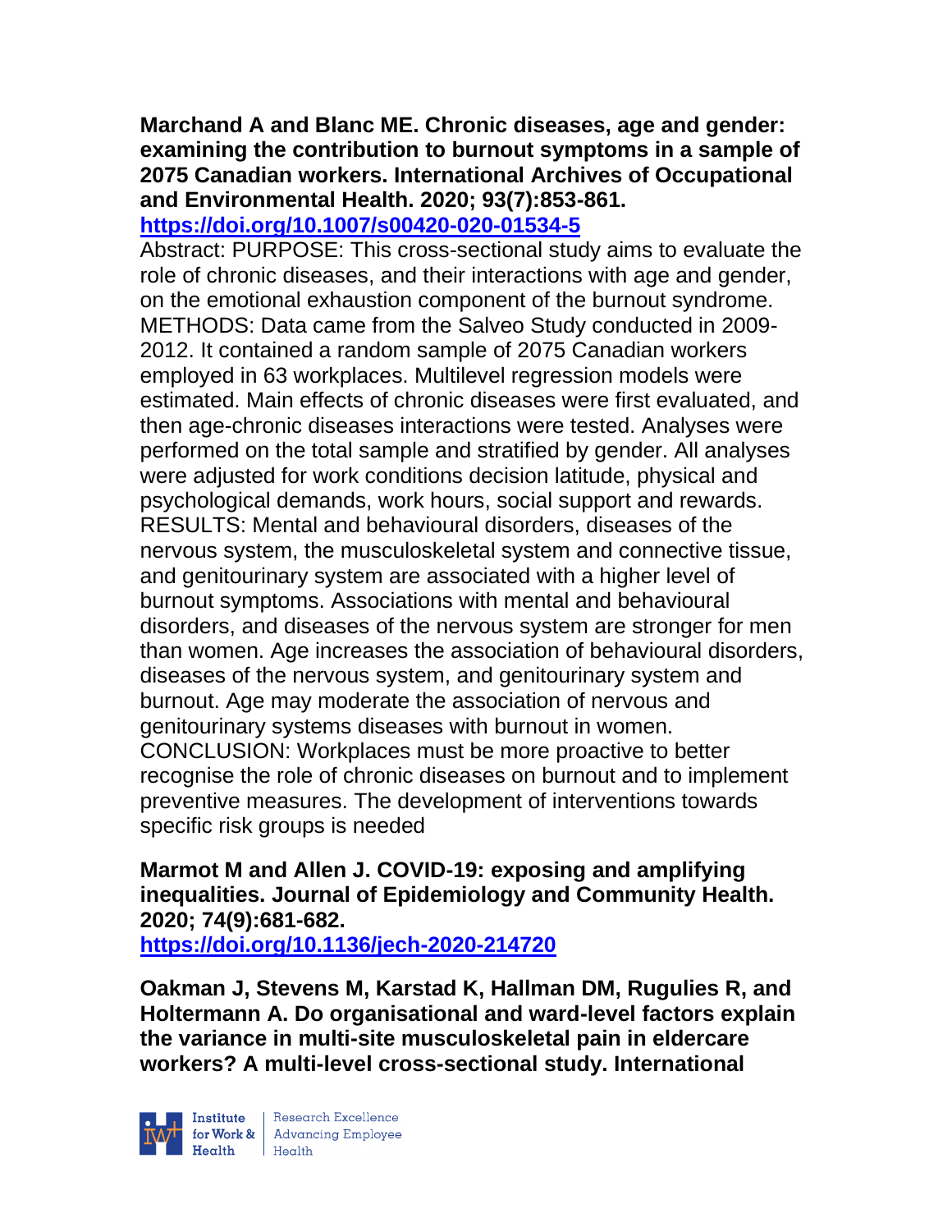**Marchand A and Blanc ME. Chronic diseases, age and gender: examining the contribution to burnout symptoms in a sample of 2075 Canadian workers. International Archives of Occupational and Environmental Health. 2020; 93(7):853-861.**
**https://doi.org/10.1007/s00420-020-01534-5**

Abstract: PURPOSE: This cross-sectional study aims to evaluate the role of chronic diseases, and their interactions with age and gender, on the emotional exhaustion component of the burnout syndrome. METHODS: Data came from the Salveo Study conducted in 2009-2012. It contained a random sample of 2075 Canadian workers employed in 63 workplaces. Multilevel regression models were estimated. Main effects of chronic diseases were first evaluated, and then age-chronic diseases interactions were tested. Analyses were performed on the total sample and stratified by gender. All analyses were adjusted for work conditions decision latitude, physical and psychological demands, work hours, social support and rewards. RESULTS: Mental and behavioural disorders, diseases of the nervous system, the musculoskeletal system and connective tissue, and genitourinary system are associated with a higher level of burnout symptoms. Associations with mental and behavioural disorders, and diseases of the nervous system are stronger for men than women. Age increases the association of behavioural disorders, diseases of the nervous system, and genitourinary system and burnout. Age may moderate the association of nervous and genitourinary systems diseases with burnout in women. CONCLUSION: Workplaces must be more proactive to better recognise the role of chronic diseases on burnout and to implement preventive measures. The development of interventions towards specific risk groups is needed

**Marmot M and Allen J. COVID-19: exposing and amplifying inequalities. Journal of Epidemiology and Community Health. 2020; 74(9):681-682.**
**https://doi.org/10.1136/jech-2020-214720**

**Oakman J, Stevens M, Karstad K, Hallman DM, Rugulies R, and Holtermann A. Do organisational and ward-level factors explain the variance in multi-site musculoskeletal pain in eldercare workers? A multi-level cross-sectional study. International**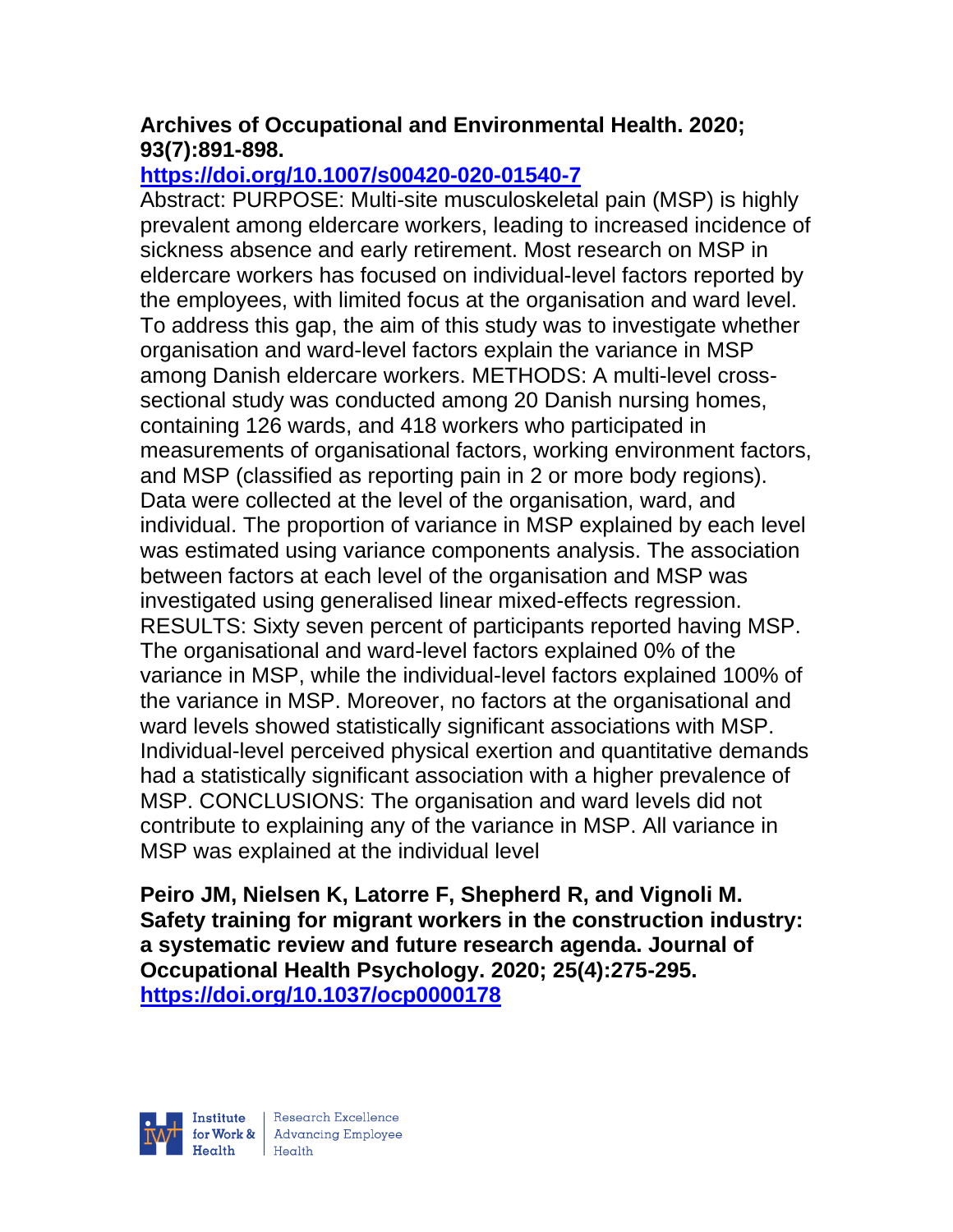**Archives of Occupational and Environmental Health. 2020; 93(7):891-898.**
**https://doi.org/10.1007/s00420-020-01540-7**

Abstract: PURPOSE: Multi-site musculoskeletal pain (MSP) is highly prevalent among eldercare workers, leading to increased incidence of sickness absence and early retirement. Most research on MSP in eldercare workers has focused on individual-level factors reported by the employees, with limited focus at the organisation and ward level. To address this gap, the aim of this study was to investigate whether organisation and ward-level factors explain the variance in MSP among Danish eldercare workers. METHODS: A multi-level cross-sectional study was conducted among 20 Danish nursing homes, containing 126 wards, and 418 workers who participated in measurements of organisational factors, working environment factors, and MSP (classified as reporting pain in 2 or more body regions). Data were collected at the level of the organisation, ward, and individual. The proportion of variance in MSP explained by each level was estimated using variance components analysis. The association between factors at each level of the organisation and MSP was investigated using generalised linear mixed-effects regression. RESULTS: Sixty seven percent of participants reported having MSP. The organisational and ward-level factors explained 0% of the variance in MSP, while the individual-level factors explained 100% of the variance in MSP. Moreover, no factors at the organisational and ward levels showed statistically significant associations with MSP. Individual-level perceived physical exertion and quantitative demands had a statistically significant association with a higher prevalence of MSP. CONCLUSIONS: The organisation and ward levels did not contribute to explaining any of the variance in MSP. All variance in MSP was explained at the individual level

**Peiro JM, Nielsen K, Latorre F, Shepherd R, and Vignoli M. Safety training for migrant workers in the construction industry: a systematic review and future research agenda. Journal of Occupational Health Psychology. 2020; 25(4):275-295.**
**https://doi.org/10.1037/ocp0000178**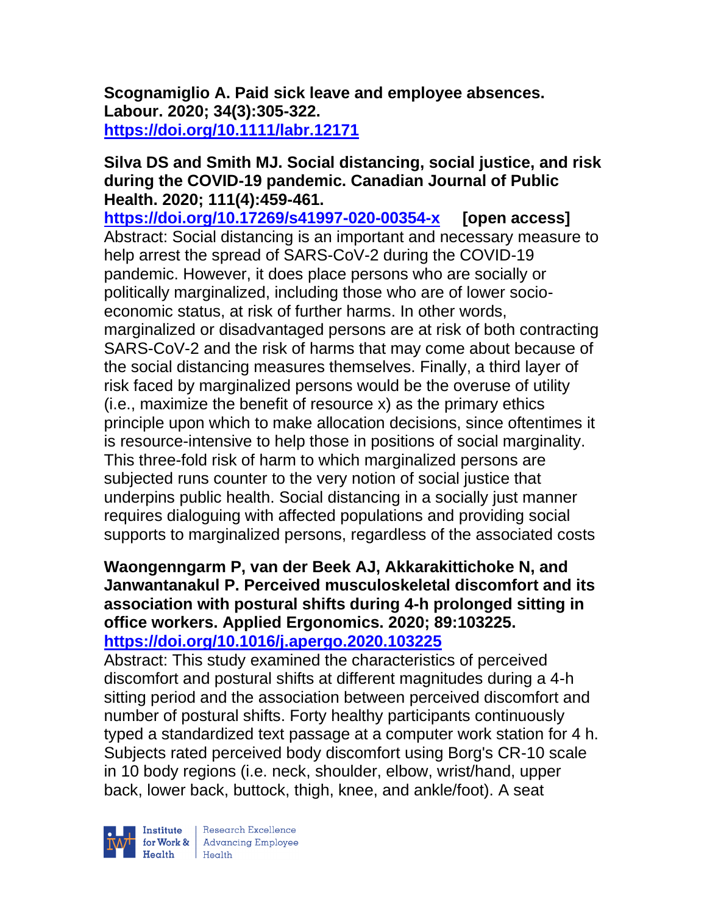**Scognamiglio A. Paid sick leave and employee absences. Labour. 2020; 34(3):305-322.**
**https://doi.org/10.1111/labr.12171**

**Silva DS and Smith MJ. Social distancing, social justice, and risk during the COVID-19 pandemic. Canadian Journal of Public Health. 2020; 111(4):459-461.**
**https://doi.org/10.17269/s41997-020-00354-x [open access]**
Abstract: Social distancing is an important and necessary measure to help arrest the spread of SARS-CoV-2 during the COVID-19 pandemic. However, it does place persons who are socially or politically marginalized, including those who are of lower socio-economic status, at risk of further harms. In other words, marginalized or disadvantaged persons are at risk of both contracting SARS-CoV-2 and the risk of harms that may come about because of the social distancing measures themselves. Finally, a third layer of risk faced by marginalized persons would be the overuse of utility (i.e., maximize the benefit of resource x) as the primary ethics principle upon which to make allocation decisions, since oftentimes it is resource-intensive to help those in positions of social marginality. This three-fold risk of harm to which marginalized persons are subjected runs counter to the very notion of social justice that underpins public health. Social distancing in a socially just manner requires dialoguing with affected populations and providing social supports to marginalized persons, regardless of the associated costs

**Waongenngarm P, van der Beek AJ, Akkarakittichoke N, and Janwantanakul P. Perceived musculoskeletal discomfort and its association with postural shifts during 4-h prolonged sitting in office workers. Applied Ergonomics. 2020; 89:103225.**
**https://doi.org/10.1016/j.apergo.2020.103225**
Abstract: This study examined the characteristics of perceived discomfort and postural shifts at different magnitudes during a 4-h sitting period and the association between perceived discomfort and number of postural shifts. Forty healthy participants continuously typed a standardized text passage at a computer work station for 4 h. Subjects rated perceived body discomfort using Borg's CR-10 scale in 10 body regions (i.e. neck, shoulder, elbow, wrist/hand, upper back, lower back, buttock, thigh, knee, and ankle/foot). A seat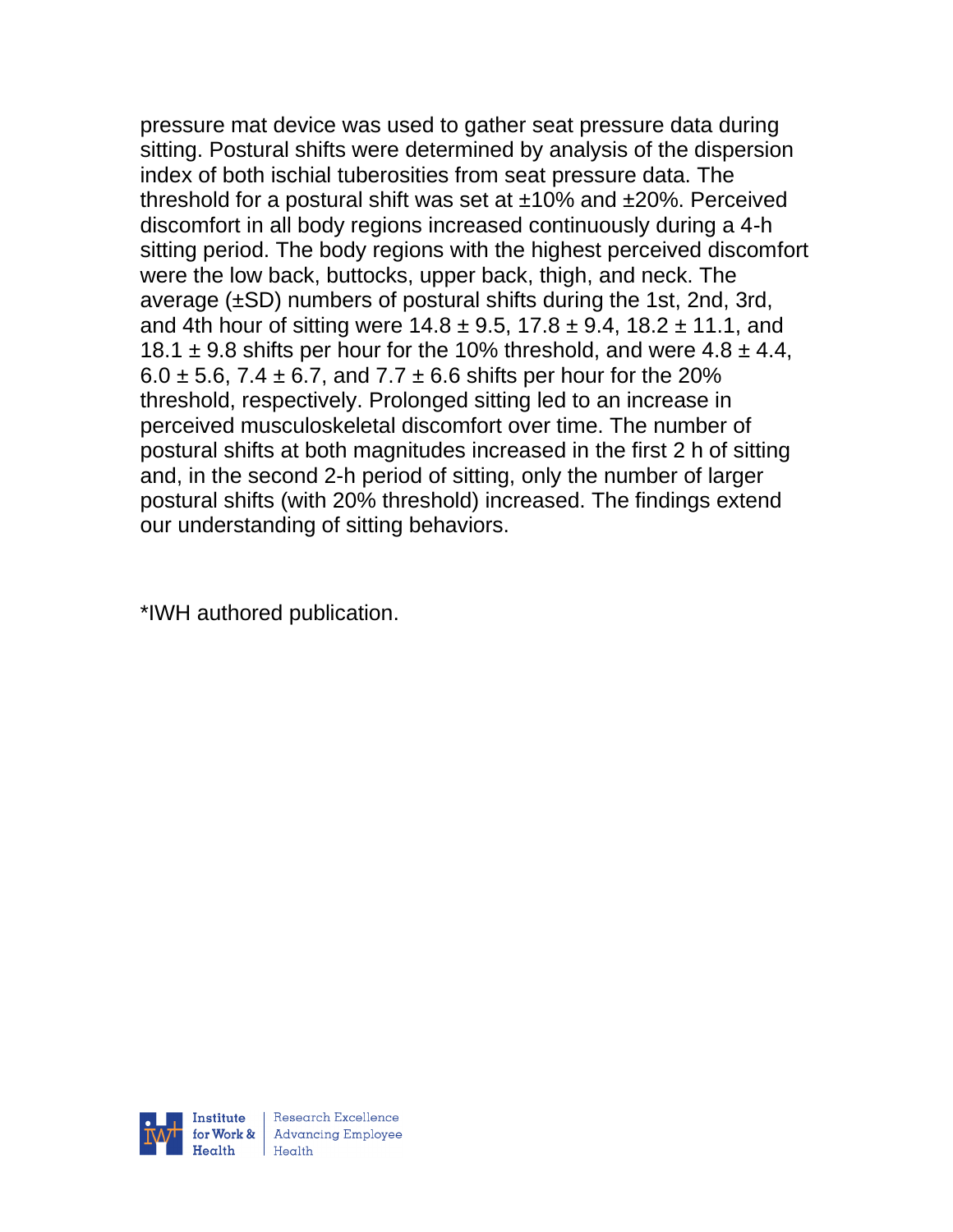pressure mat device was used to gather seat pressure data during sitting. Postural shifts were determined by analysis of the dispersion index of both ischial tuberosities from seat pressure data. The threshold for a postural shift was set at ±10% and ±20%. Perceived discomfort in all body regions increased continuously during a 4-h sitting period. The body regions with the highest perceived discomfort were the low back, buttocks, upper back, thigh, and neck. The average (±SD) numbers of postural shifts during the 1st, 2nd, 3rd, and 4th hour of sitting were 14.8 ± 9.5, 17.8 ± 9.4, 18.2 ± 11.1, and 18.1 ± 9.8 shifts per hour for the 10% threshold, and were 4.8 ± 4.4, 6.0 ± 5.6, 7.4 ± 6.7, and 7.7 ± 6.6 shifts per hour for the 20% threshold, respectively. Prolonged sitting led to an increase in perceived musculoskeletal discomfort over time. The number of postural shifts at both magnitudes increased in the first 2 h of sitting and, in the second 2-h period of sitting, only the number of larger postural shifts (with 20% threshold) increased. The findings extend our understanding of sitting behaviors.

*IWH authored publication.